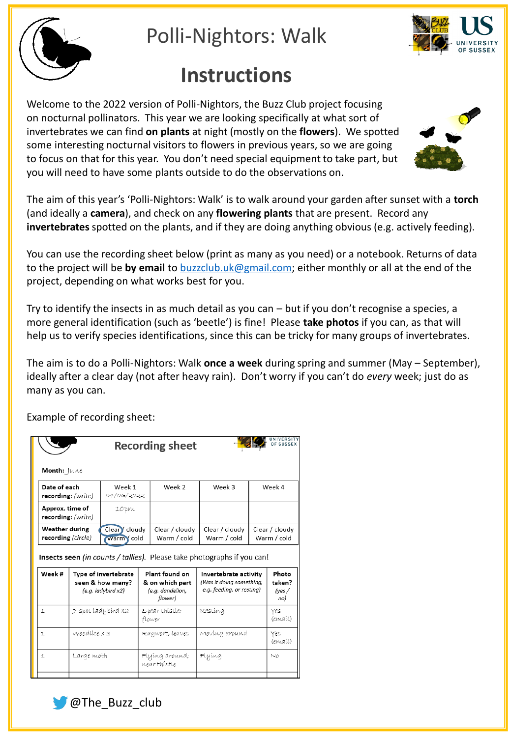# Polli-Nightors: Walk

## Instructions

Welcome to the 2022 version of Polli-Nightors, the Buzz Club project focusing on nocturnal pollinators. This year we are looking specifically at what sort of invertebrates we can find **on plants** at night (mostly on the **flowers**). We spotted some interesting nocturnal visitors to flowers in previous years, so we are going to focus on that for this year. You don't need special equipment to take part, but you will need to have some plants outside to do the observations on.

The aim of this year's 'Polli-Nightors: Walk' is to walk around your garden after sunset with a **torch** (and ideally a **camera**), and check on any **flowering plants** that are present. Record any **invertebrates** spotted on the plants, and if they are doing anything obvious (e.g. actively feeding).

You can use the recording sheet below (print as many as you need) or a notebook. Returns of data to the project will be **by email** to buzzclub.uk@gmail.com; either monthly or all at the end of the project, depending on what works best for you.

Try to identify the insects in as much detail as you can – but if you don't recognise a species, a more general identification (such as 'beetle') is fine! Please **take photos** if you can, as that will help us to verify species identifications, since this can be tricky for many groups of invertebrates.

The aim is to do a Polli-Nightors: Walk **once a week** during spring and summer (May – September), ideally after a clear day (not after heavy rain). Don't worry if you can't do *every* week; just do as many as you can.

Example of recording sheet:

### Recording sheet

**Month:** June

| Date of each recording: *(write)* | Week 1 04/06/2022 | Week 2 | Week 3 | Week 4 |
|---|---|---|---|---|
| **Approx. time of recording:** *(write)* | 10pm | | | |
| **Weather during recording** *(circle)* | Clear (circled) / cloudy, Warm (circled) / cold | Clear / cloudy, Warm / cold | Clear / cloudy, Warm / cold | Clear / cloudy, Warm / cold |

**Insects seen** *(in counts / tallies)*. Please take photographs if you can!

| Week # | Type of invertebrate seen & how many? *(e.g. ladybird x2)* | Plant found on & on which part *(e.g. dandelion, flower)* | Invertebrate activity *(Was it doing something, e.g. feeding, or resting)* | Photo taken? *(yes / no)* |
|---|---|---|---|---|
| 1 | 7 spot ladybird x2 | Spear thistle; flower | Resting | Yes (email) |
| 1 | Woodlice x 3 | Ragwort, leaves | Moving around | Yes (email) |
| 1 | Large moth | Flying around; near thistle | Flying | No |
| | | | | |

@The_Buzz_club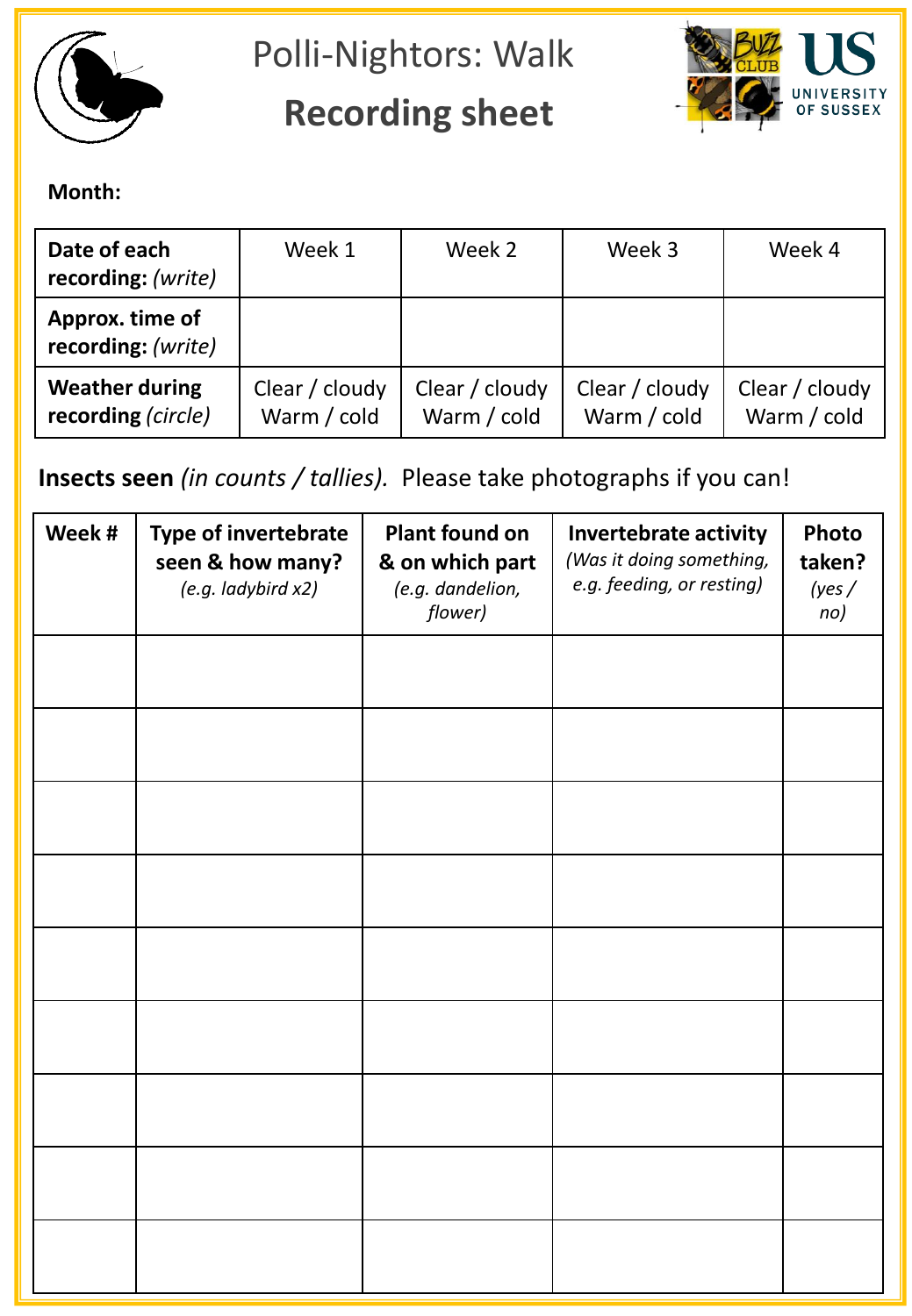# Polli-Nightors: Walk

## Recording sheet

UNIVERSITY OF SUSSEX

**Month:**

| | | | | |
|---|---|---|---|---|
| **Date of each recording:** *(write)* | Week 1 | Week 2 | Week 3 | Week 4 |
| **Approx. time of recording:** *(write)* | | | | |
| **Weather during recording** *(circle)* | Clear / cloudy Warm / cold | Clear / cloudy Warm / cold | Clear / cloudy Warm / cold | Clear / cloudy Warm / cold |

**Insects seen** *(in counts / tallies).* Please take photographs if you can!

| **Week #** | **Type of invertebrate seen & how many?** *(e.g. ladybird x2)* | **Plant found on & on which part** *(e.g. dandelion, flower)* | **Invertebrate activity** *(Was it doing something, e.g. feeding, or resting)* | **Photo taken?** *(yes / no)* |
|---|---|---|---|---|
| | | | | |
| | | | | |
| | | | | |
| | | | | |
| | | | | |
| | | | | |
| | | | | |
| | | | | |
| | | | | |